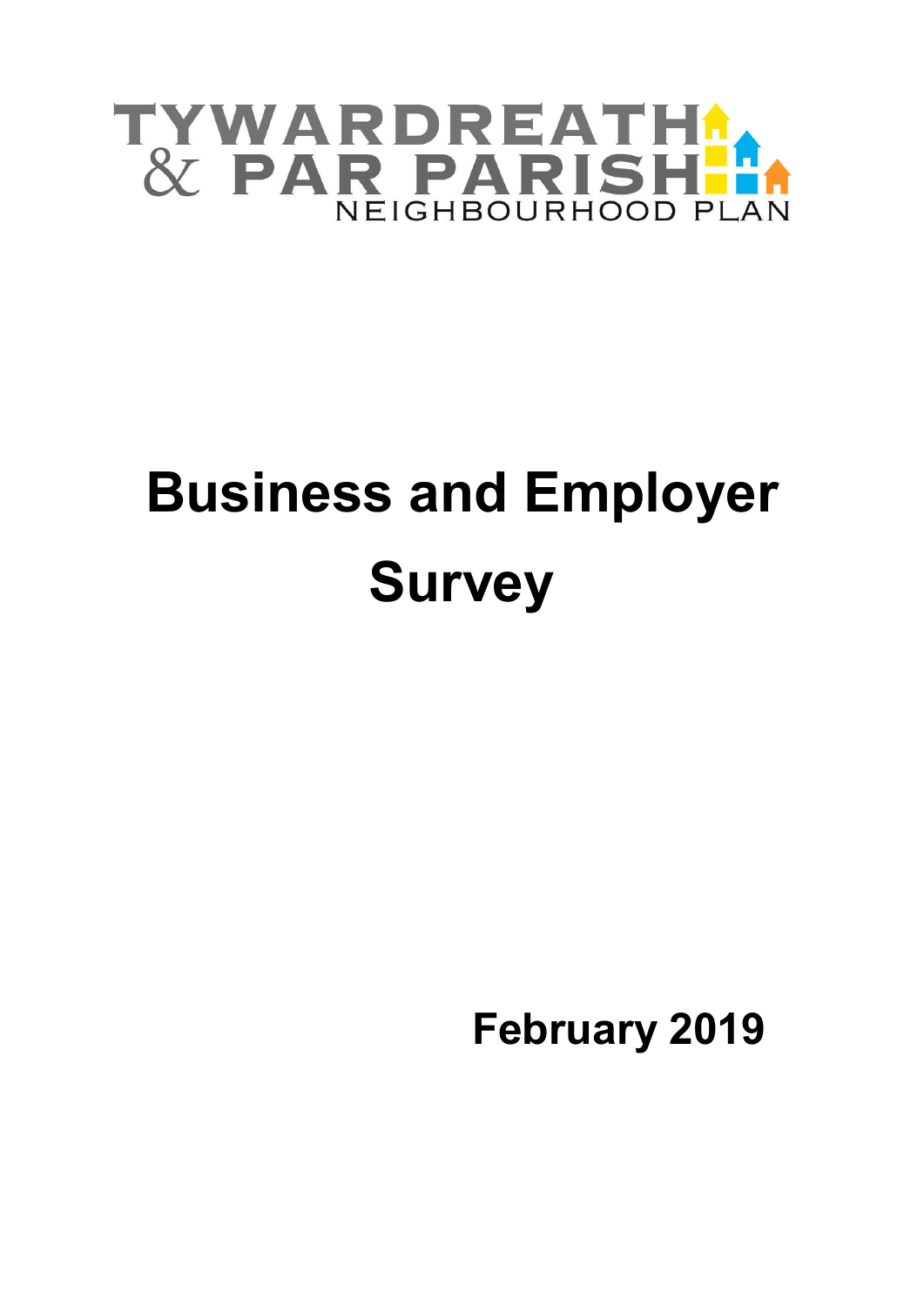TYWARDREATH & PAR PARISH NEIGHBOURHOOD PLAN

# Business and Employer Survey

**February 2019**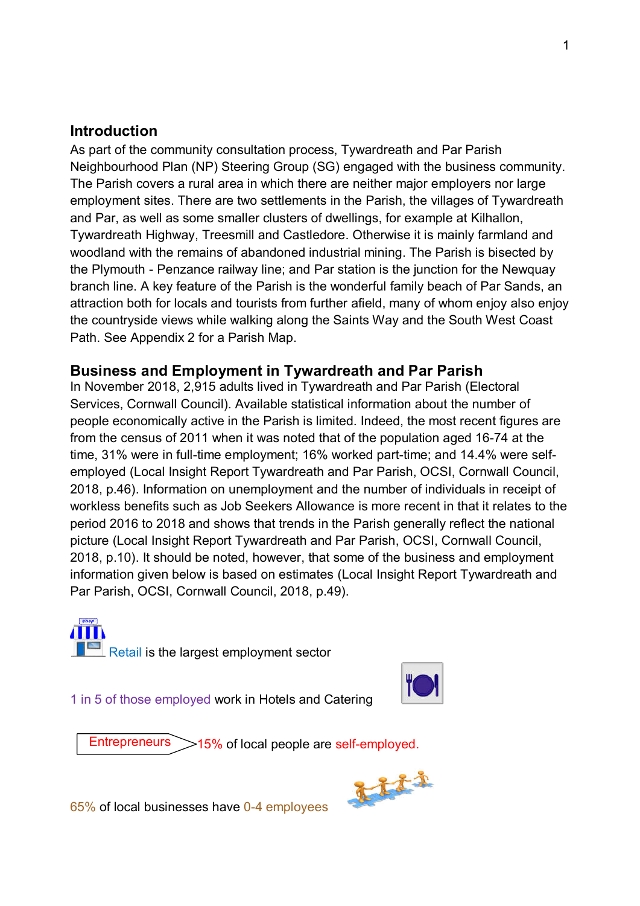## Introduction

As part of the community consultation process, Tywardreath and Par Parish Neighbourhood Plan (NP) Steering Group (SG) engaged with the business community. The Parish covers a rural area in which there are neither major employers nor large employment sites. There are two settlements in the Parish, the villages of Tywardreath and Par, as well as some smaller clusters of dwellings, for example at Kilhallon, Tywardreath Highway, Treesmill and Castledore. Otherwise it is mainly farmland and woodland with the remains of abandoned industrial mining. The Parish is bisected by the Plymouth - Penzance railway line; and Par station is the junction for the Newquay branch line. A key feature of the Parish is the wonderful family beach of Par Sands, an attraction both for locals and tourists from further afield, many of whom enjoy also enjoy the countryside views while walking along the Saints Way and the South West Coast Path. See Appendix 2 for a Parish Map.

## Business and Employment in Tywardreath and Par Parish

In November 2018, 2,915 adults lived in Tywardreath and Par Parish (Electoral Services, Cornwall Council). Available statistical information about the number of people economically active in the Parish is limited. Indeed, the most recent figures are from the census of 2011 when it was noted that of the population aged 16-74 at the time, 31% were in full-time employment; 16% worked part-time; and 14.4% were self-employed (Local Insight Report Tywardreath and Par Parish, OCSI, Cornwall Council, 2018, p.46). Information on unemployment and the number of individuals in receipt of workless benefits such as Job Seekers Allowance is more recent in that it relates to the period 2016 to 2018 and shows that trends in the Parish generally reflect the national picture (Local Insight Report Tywardreath and Par Parish, OCSI, Cornwall Council, 2018, p.10). It should be noted, however, that some of the business and employment information given below is based on estimates (Local Insight Report Tywardreath and Par Parish, OCSI, Cornwall Council, 2018, p.49).

Retail is the largest employment sector

1 in 5 of those employed work in Hotels and Catering

Entrepreneurs 15% of local people are self-employed.

65% of local businesses have 0-4 employees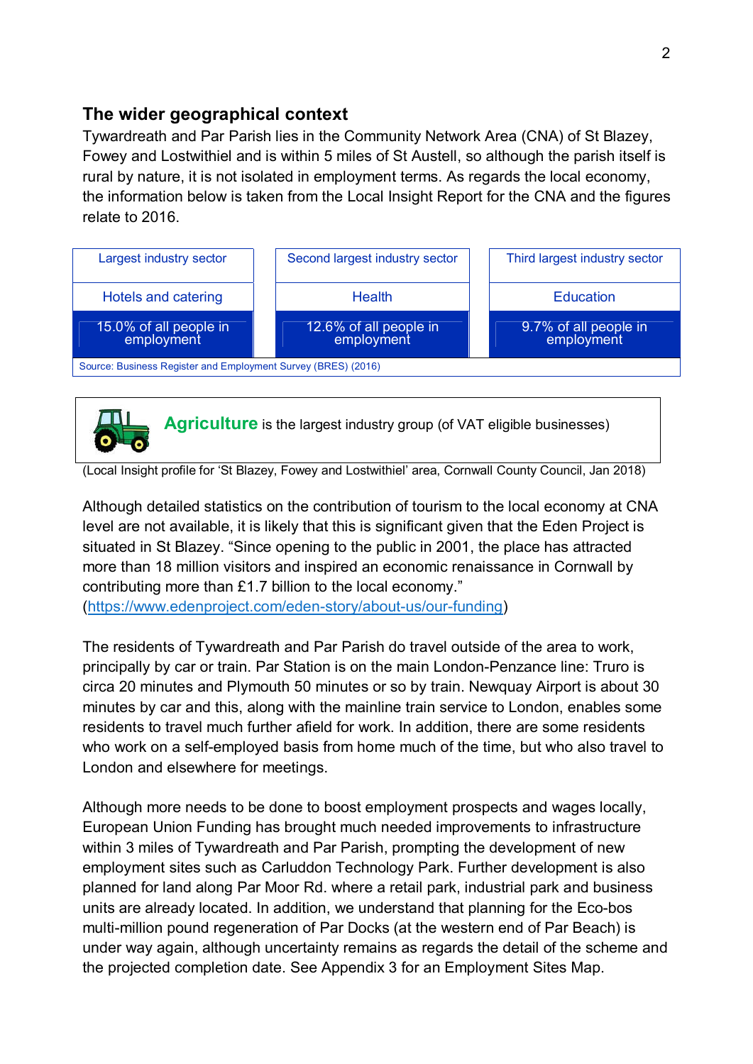## The wider geographical context

Tywardreath and Par Parish lies in the Community Network Area (CNA) of St Blazey, Fowey and Lostwithiel and is within 5 miles of St Austell, so although the parish itself is rural by nature, it is not isolated in employment terms. As regards the local economy, the information below is taken from the Local Insight Report for the CNA and the figures relate to 2016.

| Largest industry sector | Second largest industry sector | Third largest industry sector |
|---|---|---|
| Hotels and catering | Health | Education |
| 15.0% of all people in employment | 12.6% of all people in employment | 9.7% of all people in employment |

Source: Business Register and Employment Survey (BRES) (2016)

**Agriculture** is the largest industry group (of VAT eligible businesses)

(Local Insight profile for 'St Blazey, Fowey and Lostwithiel' area, Cornwall County Council, Jan 2018)

Although detailed statistics on the contribution of tourism to the local economy at CNA level are not available, it is likely that this is significant given that the Eden Project is situated in St Blazey. "Since opening to the public in 2001, the place has attracted more than 18 million visitors and inspired an economic renaissance in Cornwall by contributing more than £1.7 billion to the local economy." (https://www.edenproject.com/eden-story/about-us/our-funding)

The residents of Tywardreath and Par Parish do travel outside of the area to work, principally by car or train. Par Station is on the main London-Penzance line: Truro is circa 20 minutes and Plymouth 50 minutes or so by train. Newquay Airport is about 30 minutes by car and this, along with the mainline train service to London, enables some residents to travel much further afield for work. In addition, there are some residents who work on a self-employed basis from home much of the time, but who also travel to London and elsewhere for meetings.

Although more needs to be done to boost employment prospects and wages locally, European Union Funding has brought much needed improvements to infrastructure within 3 miles of Tywardreath and Par Parish, prompting the development of new employment sites such as Carluddon Technology Park. Further development is also planned for land along Par Moor Rd. where a retail park, industrial park and business units are already located. In addition, we understand that planning for the Eco-bos multi-million pound regeneration of Par Docks (at the western end of Par Beach) is under way again, although uncertainty remains as regards the detail of the scheme and the projected completion date. See Appendix 3 for an Employment Sites Map.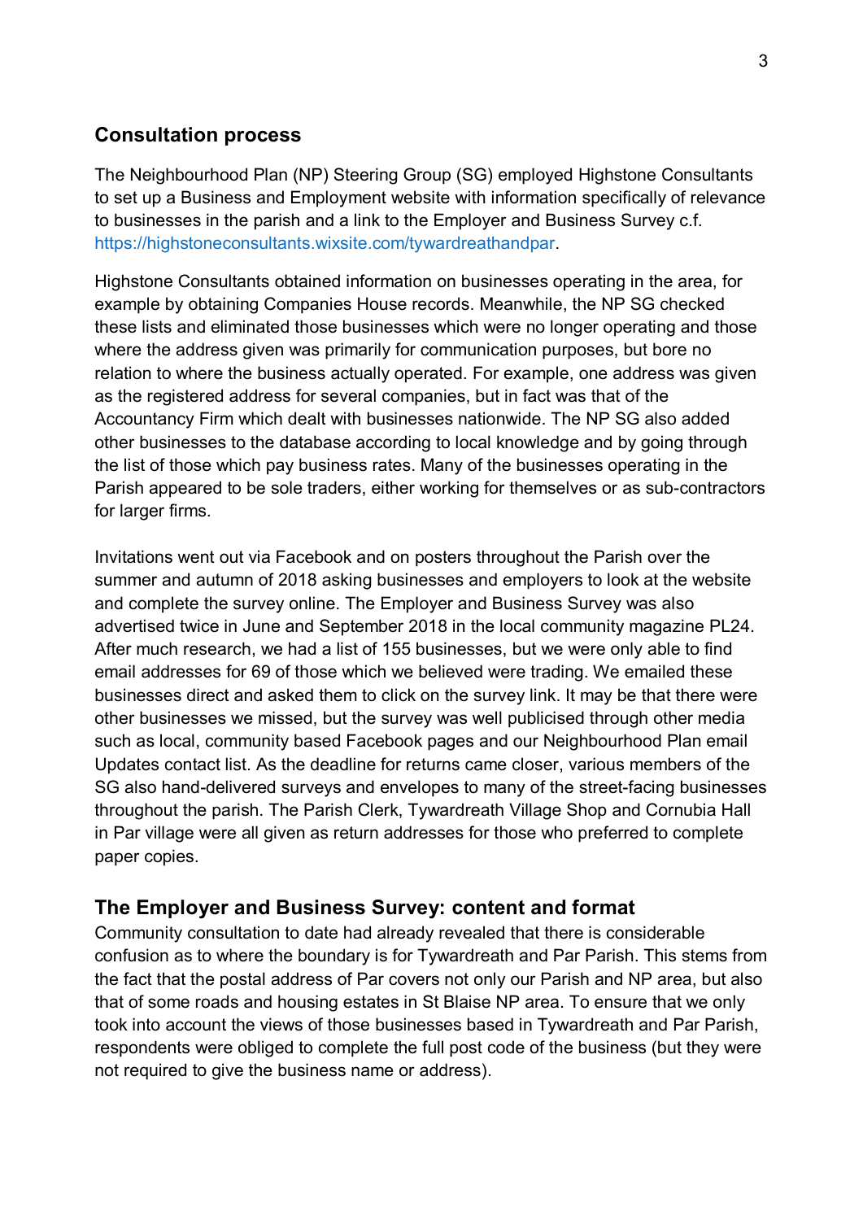## Consultation process

The Neighbourhood Plan (NP) Steering Group (SG) employed Highstone Consultants to set up a Business and Employment website with information specifically of relevance to businesses in the parish and a link to the Employer and Business Survey c.f. https://highstoneconsultants.wixsite.com/tywardreathandpar.

Highstone Consultants obtained information on businesses operating in the area, for example by obtaining Companies House records. Meanwhile, the NP SG checked these lists and eliminated those businesses which were no longer operating and those where the address given was primarily for communication purposes, but bore no relation to where the business actually operated. For example, one address was given as the registered address for several companies, but in fact was that of the Accountancy Firm which dealt with businesses nationwide. The NP SG also added other businesses to the database according to local knowledge and by going through the list of those which pay business rates. Many of the businesses operating in the Parish appeared to be sole traders, either working for themselves or as sub-contractors for larger firms.

Invitations went out via Facebook and on posters throughout the Parish over the summer and autumn of 2018 asking businesses and employers to look at the website and complete the survey online. The Employer and Business Survey was also advertised twice in June and September 2018 in the local community magazine PL24. After much research, we had a list of 155 businesses, but we were only able to find email addresses for 69 of those which we believed were trading. We emailed these businesses direct and asked them to click on the survey link. It may be that there were other businesses we missed, but the survey was well publicised through other media such as local, community based Facebook pages and our Neighbourhood Plan email Updates contact list. As the deadline for returns came closer, various members of the SG also hand-delivered surveys and envelopes to many of the street-facing businesses throughout the parish. The Parish Clerk, Tywardreath Village Shop and Cornubia Hall in Par village were all given as return addresses for those who preferred to complete paper copies.

## The Employer and Business Survey: content and format

Community consultation to date had already revealed that there is considerable confusion as to where the boundary is for Tywardreath and Par Parish. This stems from the fact that the postal address of Par covers not only our Parish and NP area, but also that of some roads and housing estates in St Blaise NP area. To ensure that we only took into account the views of those businesses based in Tywardreath and Par Parish, respondents were obliged to complete the full post code of the business (but they were not required to give the business name or address).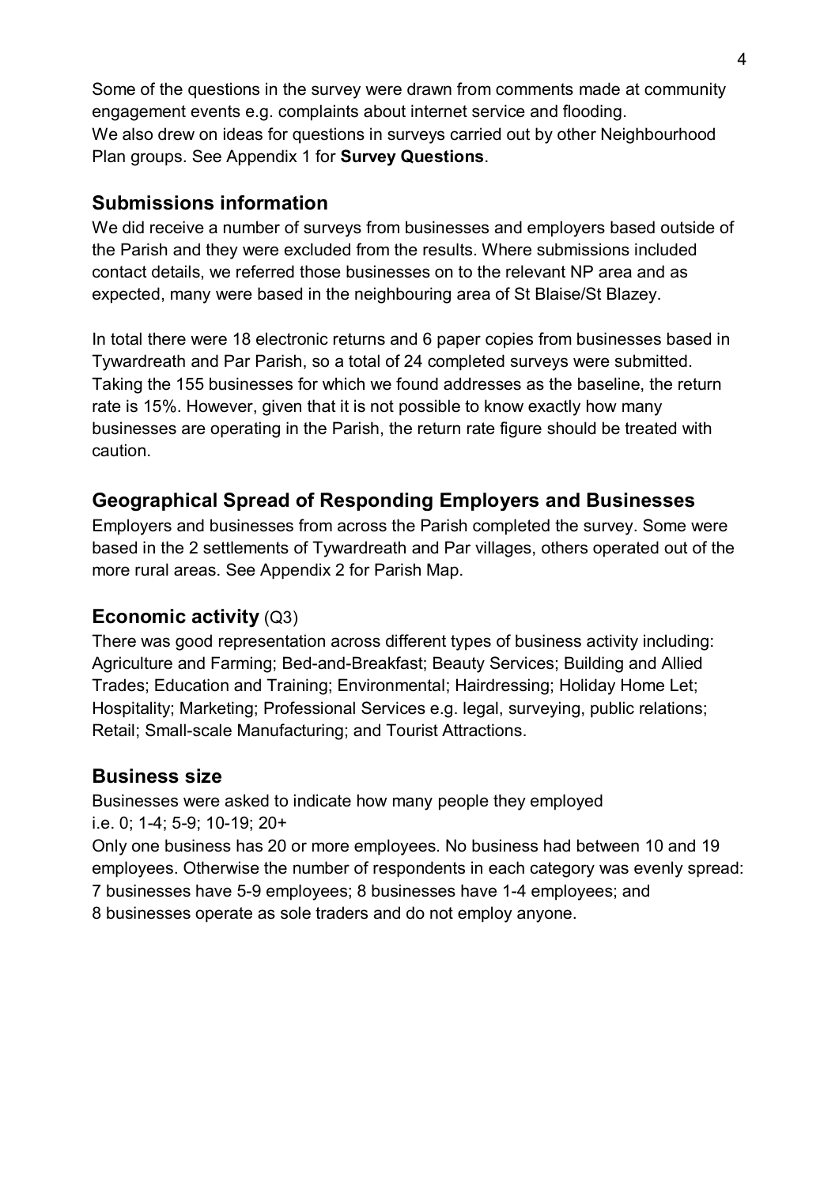Some of the questions in the survey were drawn from comments made at community engagement events e.g. complaints about internet service and flooding.
We also drew on ideas for questions in surveys carried out by other Neighbourhood Plan groups. See Appendix 1 for **Survey Questions**.

## Submissions information

We did receive a number of surveys from businesses and employers based outside of the Parish and they were excluded from the results. Where submissions included contact details, we referred those businesses on to the relevant NP area and as expected, many were based in the neighbouring area of St Blaise/St Blazey.

In total there were 18 electronic returns and 6 paper copies from businesses based in Tywardreath and Par Parish, so a total of 24 completed surveys were submitted. Taking the 155 businesses for which we found addresses as the baseline, the return rate is 15%. However, given that it is not possible to know exactly how many businesses are operating in the Parish, the return rate figure should be treated with caution.

## Geographical Spread of Responding Employers and Businesses

Employers and businesses from across the Parish completed the survey. Some were based in the 2 settlements of Tywardreath and Par villages, others operated out of the more rural areas. See Appendix 2 for Parish Map.

## Economic activity (Q3)

There was good representation across different types of business activity including: Agriculture and Farming; Bed-and-Breakfast; Beauty Services; Building and Allied Trades; Education and Training; Environmental; Hairdressing; Holiday Home Let; Hospitality; Marketing; Professional Services e.g. legal, surveying, public relations; Retail; Small-scale Manufacturing; and Tourist Attractions.

## Business size

Businesses were asked to indicate how many people they employed
i.e. 0; 1-4; 5-9; 10-19; 20+
Only one business has 20 or more employees. No business had between 10 and 19 employees. Otherwise the number of respondents in each category was evenly spread:
7 businesses have 5-9 employees; 8 businesses have 1-4 employees; and
8 businesses operate as sole traders and do not employ anyone.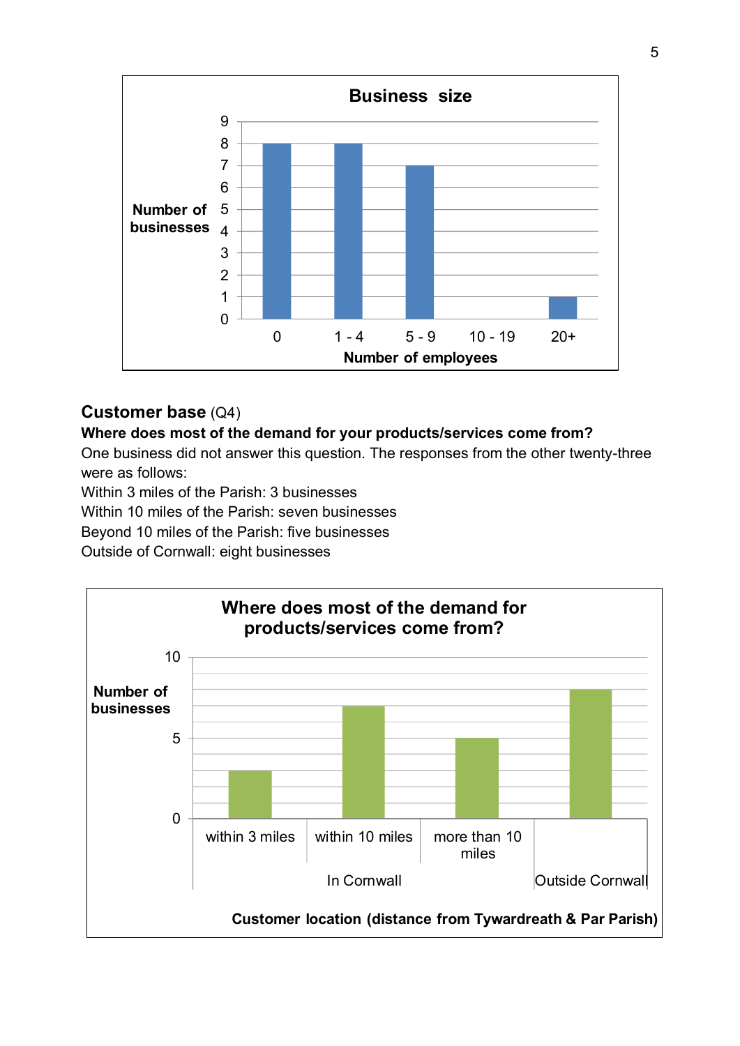**Business size**

| Number of employees | 0 | 1 - 4 | 5 - 9 | 10 - 19 | 20+ |
|---|---|---|---|---|---|
| Number of businesses | 8 | 8 | 7 | 0 | 1 |

## Customer base (Q4)

**Where does most of the demand for your products/services come from?**

One business did not answer this question. The responses from the other twenty-three were as follows:

Within 3 miles of the Parish: 3 businesses
Within 10 miles of the Parish: seven businesses
Beyond 10 miles of the Parish: five businesses
Outside of Cornwall: eight businesses

**Where does most of the demand for products/services come from?**

| Customer location (distance from Tywardreath & Par Parish) | In Cornwall | | | Outside Cornwall |
|---|---|---|---|---|
| | within 3 miles | within 10 miles | more than 10 miles | |
| Number of businesses | 3 | 7 | 5 | 8 |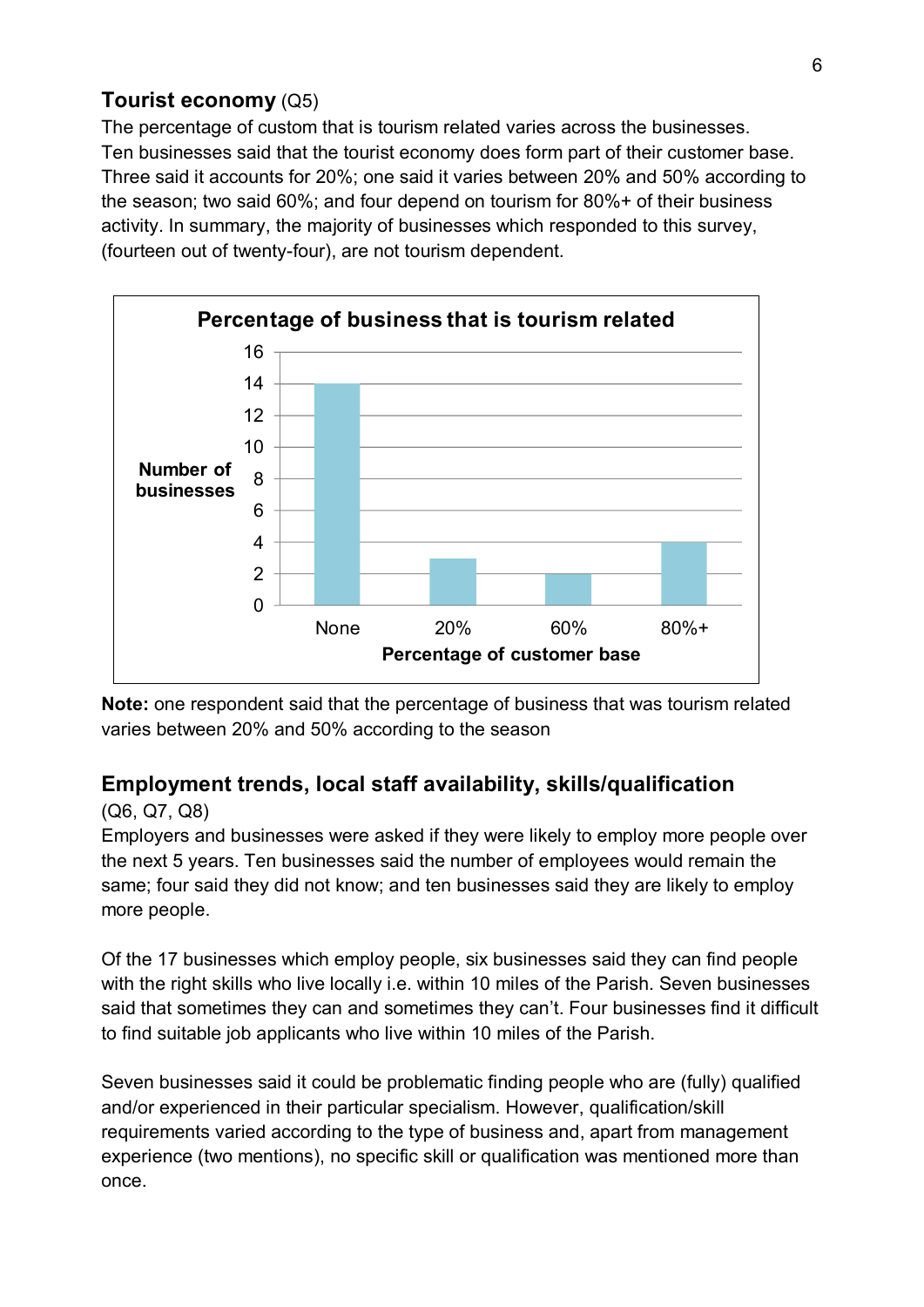## Tourist economy (Q5)

The percentage of custom that is tourism related varies across the businesses. Ten businesses said that the tourist economy does form part of their customer base. Three said it accounts for 20%; one said it varies between 20% and 50% according to the season; two said 60%; and four depend on tourism for 80%+ of their business activity. In summary, the majority of businesses which responded to this survey, (fourteen out of twenty-four), are not tourism dependent.

**Percentage of business that is tourism related**

| Percentage of customer base | Number of businesses |
| --- | --- |
| None | 14 |
| 20% | 3 |
| 60% | 2 |
| 80%+ | 4 |

**Note:** one respondent said that the percentage of business that was tourism related varies between 20% and 50% according to the season

## Employment trends, local staff availability, skills/qualification

(Q6, Q7, Q8)

Employers and businesses were asked if they were likely to employ more people over the next 5 years. Ten businesses said the number of employees would remain the same; four said they did not know; and ten businesses said they are likely to employ more people.

Of the 17 businesses which employ people, six businesses said they can find people with the right skills who live locally i.e. within 10 miles of the Parish. Seven businesses said that sometimes they can and sometimes they can't. Four businesses find it difficult to find suitable job applicants who live within 10 miles of the Parish.

Seven businesses said it could be problematic finding people who are (fully) qualified and/or experienced in their particular specialism. However, qualification/skill requirements varied according to the type of business and, apart from management experience (two mentions), no specific skill or qualification was mentioned more than once.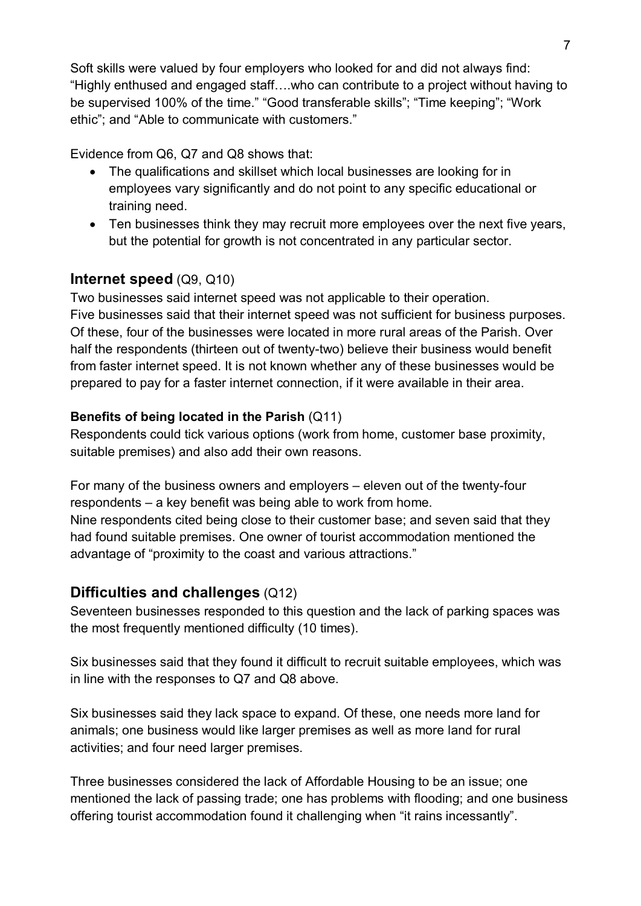Soft skills were valued by four employers who looked for and did not always find: “Highly enthused and engaged staff….who can contribute to a project without having to be supervised 100% of the time.” “Good transferable skills”; “Time keeping”; “Work ethic”; and “Able to communicate with customers.”

Evidence from Q6, Q7 and Q8 shows that:

- The qualifications and skillset which local businesses are looking for in employees vary significantly and do not point to any specific educational or training need.
- Ten businesses think they may recruit more employees over the next five years, but the potential for growth is not concentrated in any particular sector.

## **Internet speed** (Q9, Q10)

Two businesses said internet speed was not applicable to their operation. Five businesses said that their internet speed was not sufficient for business purposes. Of these, four of the businesses were located in more rural areas of the Parish. Over half the respondents (thirteen out of twenty-two) believe their business would benefit from faster internet speed. It is not known whether any of these businesses would be prepared to pay for a faster internet connection, if it were available in their area.

### **Benefits of being located in the Parish** (Q11)

Respondents could tick various options (work from home, customer base proximity, suitable premises) and also add their own reasons.

For many of the business owners and employers – eleven out of the twenty-four respondents – a key benefit was being able to work from home. Nine respondents cited being close to their customer base; and seven said that they had found suitable premises. One owner of tourist accommodation mentioned the advantage of “proximity to the coast and various attractions.”

## **Difficulties and challenges** (Q12)

Seventeen businesses responded to this question and the lack of parking spaces was the most frequently mentioned difficulty (10 times).

Six businesses said that they found it difficult to recruit suitable employees, which was in line with the responses to Q7 and Q8 above.

Six businesses said they lack space to expand. Of these, one needs more land for animals; one business would like larger premises as well as more land for rural activities; and four need larger premises.

Three businesses considered the lack of Affordable Housing to be an issue; one mentioned the lack of passing trade; one has problems with flooding; and one business offering tourist accommodation found it challenging when “it rains incessantly”.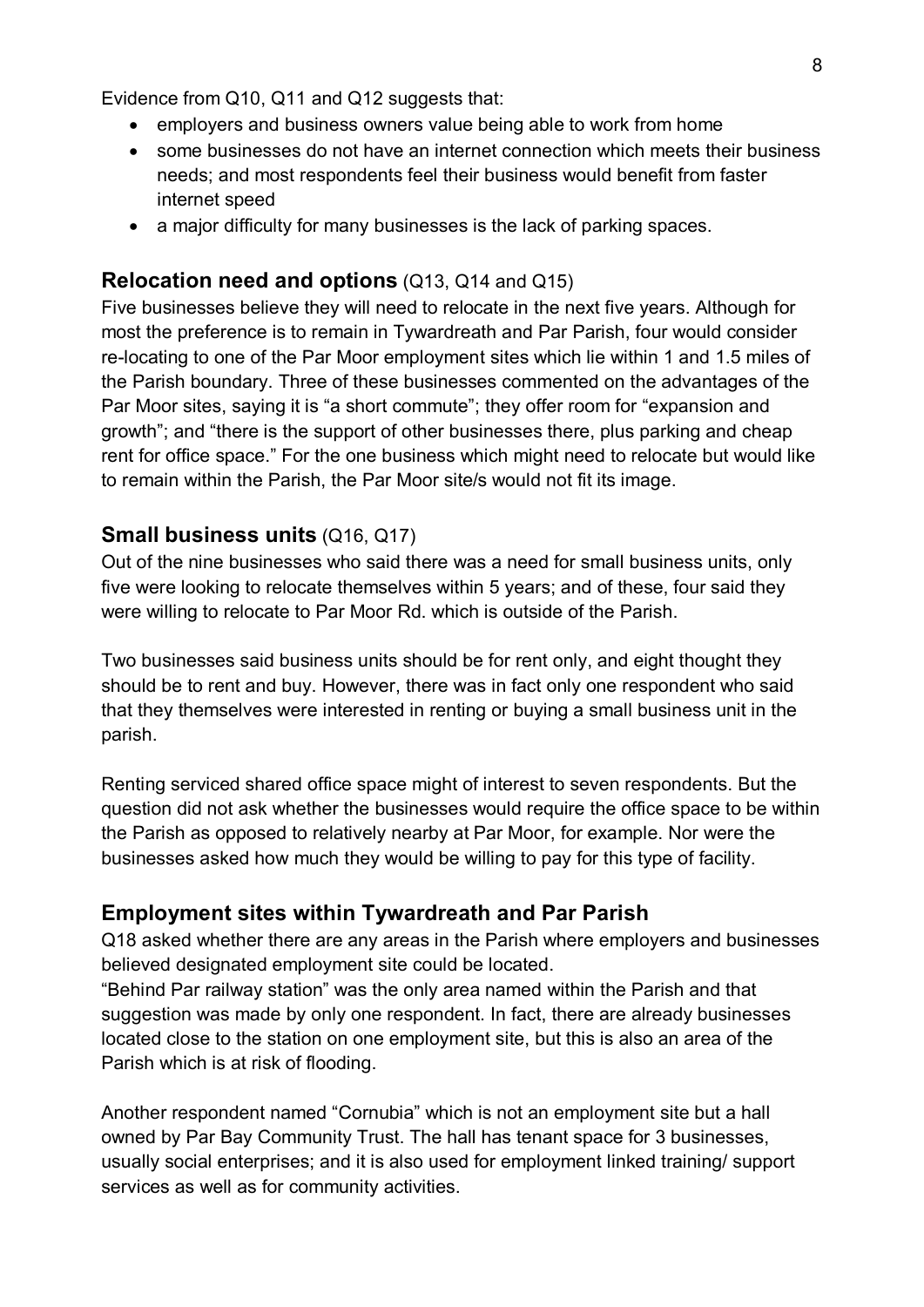Evidence from Q10, Q11 and Q12 suggests that:

- employers and business owners value being able to work from home
- some businesses do not have an internet connection which meets their business needs; and most respondents feel their business would benefit from faster internet speed
- a major difficulty for many businesses is the lack of parking spaces.

## **Relocation need and options** (Q13, Q14 and Q15)

Five businesses believe they will need to relocate in the next five years. Although for most the preference is to remain in Tywardreath and Par Parish, four would consider re-locating to one of the Par Moor employment sites which lie within 1 and 1.5 miles of the Parish boundary. Three of these businesses commented on the advantages of the Par Moor sites, saying it is "a short commute"; they offer room for "expansion and growth"; and "there is the support of other businesses there, plus parking and cheap rent for office space." For the one business which might need to relocate but would like to remain within the Parish, the Par Moor site/s would not fit its image.

## **Small business units** (Q16, Q17)

Out of the nine businesses who said there was a need for small business units, only five were looking to relocate themselves within 5 years; and of these, four said they were willing to relocate to Par Moor Rd. which is outside of the Parish.

Two businesses said business units should be for rent only, and eight thought they should be to rent and buy. However, there was in fact only one respondent who said that they themselves were interested in renting or buying a small business unit in the parish.

Renting serviced shared office space might of interest to seven respondents. But the question did not ask whether the businesses would require the office space to be within the Parish as opposed to relatively nearby at Par Moor, for example. Nor were the businesses asked how much they would be willing to pay for this type of facility.

## **Employment sites within Tywardreath and Par Parish**

Q18 asked whether there are any areas in the Parish where employers and businesses believed designated employment site could be located.

"Behind Par railway station" was the only area named within the Parish and that suggestion was made by only one respondent. In fact, there are already businesses located close to the station on one employment site, but this is also an area of the Parish which is at risk of flooding.

Another respondent named "Cornubia" which is not an employment site but a hall owned by Par Bay Community Trust. The hall has tenant space for 3 businesses, usually social enterprises; and it is also used for employment linked training/ support services as well as for community activities.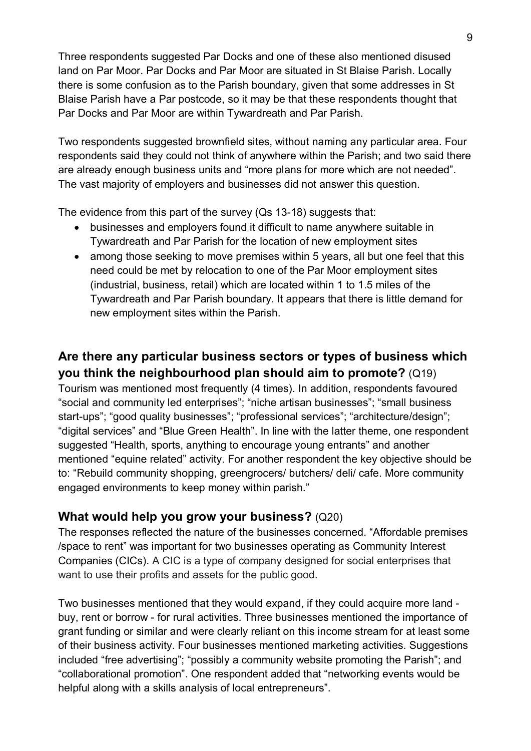Three respondents suggested Par Docks and one of these also mentioned disused land on Par Moor. Par Docks and Par Moor are situated in St Blaise Parish. Locally there is some confusion as to the Parish boundary, given that some addresses in St Blaise Parish have a Par postcode, so it may be that these respondents thought that Par Docks and Par Moor are within Tywardreath and Par Parish.

Two respondents suggested brownfield sites, without naming any particular area. Four respondents said they could not think of anywhere within the Parish; and two said there are already enough business units and "more plans for more which are not needed". The vast majority of employers and businesses did not answer this question.

The evidence from this part of the survey (Qs 13-18) suggests that:

- businesses and employers found it difficult to name anywhere suitable in Tywardreath and Par Parish for the location of new employment sites
- among those seeking to move premises within 5 years, all but one feel that this need could be met by relocation to one of the Par Moor employment sites (industrial, business, retail) which are located within 1 to 1.5 miles of the Tywardreath and Par Parish boundary. It appears that there is little demand for new employment sites within the Parish.

## Are there any particular business sectors or types of business which you think the neighbourhood plan should aim to promote? (Q19)

Tourism was mentioned most frequently (4 times). In addition, respondents favoured "social and community led enterprises"; "niche artisan businesses"; "small business start-ups"; "good quality businesses"; "professional services"; "architecture/design"; "digital services" and "Blue Green Health". In line with the latter theme, one respondent suggested "Health, sports, anything to encourage young entrants" and another mentioned "equine related" activity. For another respondent the key objective should be to: "Rebuild community shopping, greengrocers/ butchers/ deli/ cafe. More community engaged environments to keep money within parish."

### What would help you grow your business? (Q20)

The responses reflected the nature of the businesses concerned. "Affordable premises /space to rent" was important for two businesses operating as Community Interest Companies (CICs). A CIC is a type of company designed for social enterprises that want to use their profits and assets for the public good.

Two businesses mentioned that they would expand, if they could acquire more land - buy, rent or borrow - for rural activities. Three businesses mentioned the importance of grant funding or similar and were clearly reliant on this income stream for at least some of their business activity. Four businesses mentioned marketing activities. Suggestions included "free advertising"; "possibly a community website promoting the Parish"; and "collaborational promotion". One respondent added that "networking events would be helpful along with a skills analysis of local entrepreneurs".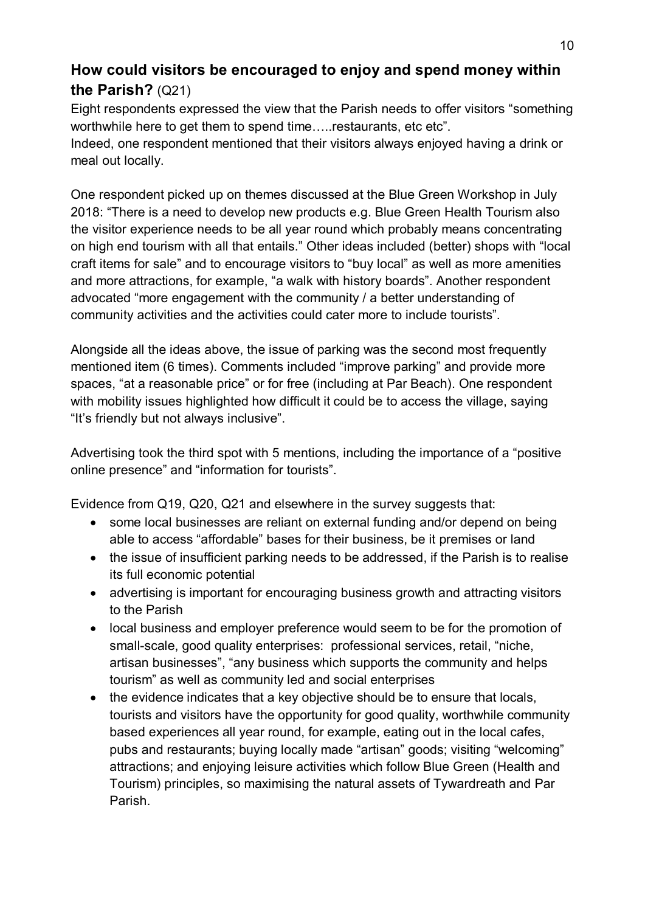## **How could visitors be encouraged to enjoy and spend money within the Parish?** (Q21)

Eight respondents expressed the view that the Parish needs to offer visitors "something worthwhile here to get them to spend time…..restaurants, etc etc".
Indeed, one respondent mentioned that their visitors always enjoyed having a drink or meal out locally.

One respondent picked up on themes discussed at the Blue Green Workshop in July 2018: "There is a need to develop new products e.g. Blue Green Health Tourism also the visitor experience needs to be all year round which probably means concentrating on high end tourism with all that entails." Other ideas included (better) shops with "local craft items for sale" and to encourage visitors to "buy local" as well as more amenities and more attractions, for example, "a walk with history boards". Another respondent advocated "more engagement with the community / a better understanding of community activities and the activities could cater more to include tourists".

Alongside all the ideas above, the issue of parking was the second most frequently mentioned item (6 times). Comments included "improve parking" and provide more spaces, "at a reasonable price" or for free (including at Par Beach). One respondent with mobility issues highlighted how difficult it could be to access the village, saying "It's friendly but not always inclusive".

Advertising took the third spot with 5 mentions, including the importance of a "positive online presence" and "information for tourists".

Evidence from Q19, Q20, Q21 and elsewhere in the survey suggests that:

- some local businesses are reliant on external funding and/or depend on being able to access "affordable" bases for their business, be it premises or land
- the issue of insufficient parking needs to be addressed, if the Parish is to realise its full economic potential
- advertising is important for encouraging business growth and attracting visitors to the Parish
- local business and employer preference would seem to be for the promotion of small-scale, good quality enterprises: professional services, retail, "niche, artisan businesses", "any business which supports the community and helps tourism" as well as community led and social enterprises
- the evidence indicates that a key objective should be to ensure that locals, tourists and visitors have the opportunity for good quality, worthwhile community based experiences all year round, for example, eating out in the local cafes, pubs and restaurants; buying locally made "artisan" goods; visiting "welcoming" attractions; and enjoying leisure activities which follow Blue Green (Health and Tourism) principles, so maximising the natural assets of Tywardreath and Par Parish.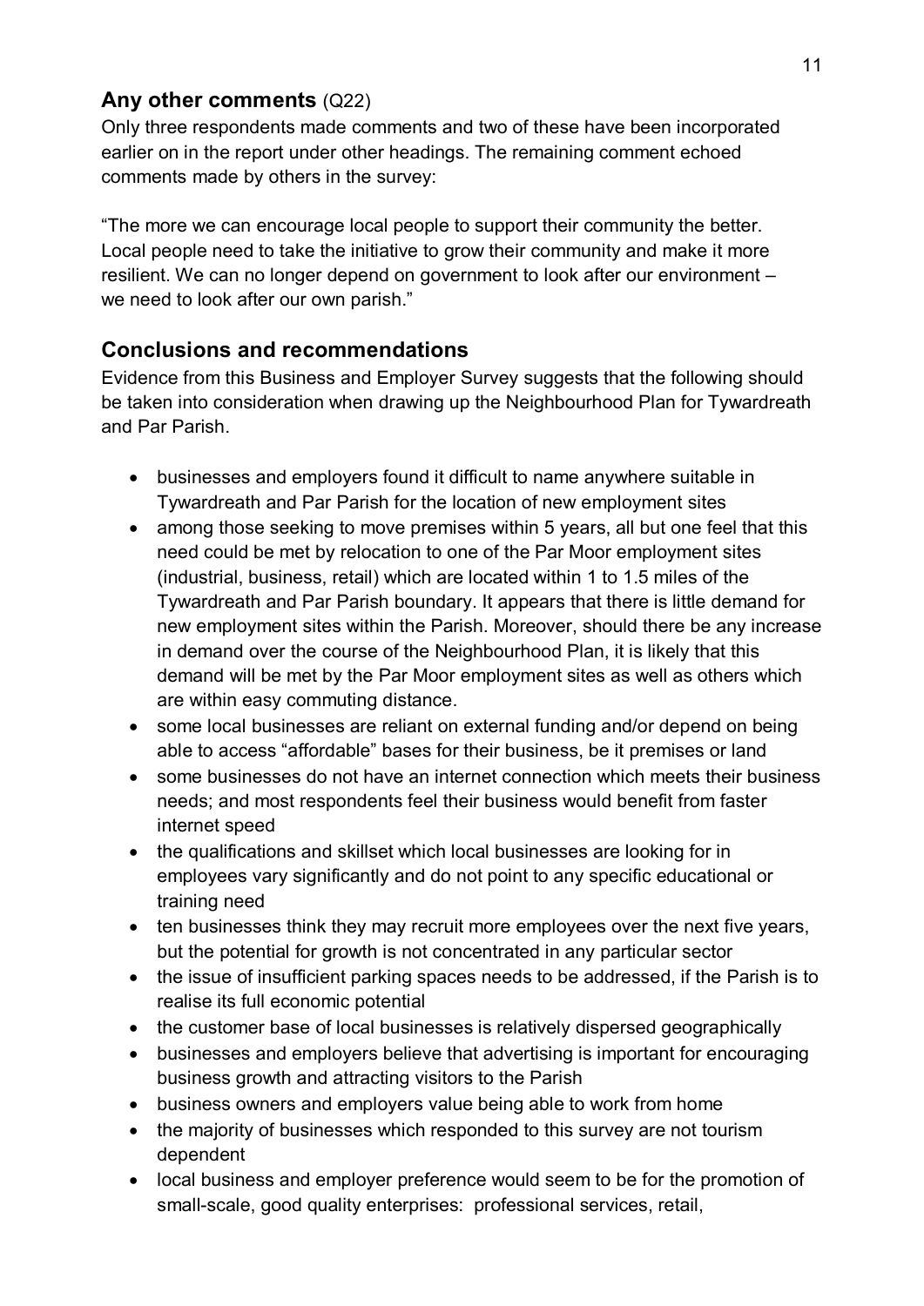## Any other comments (Q22)

Only three respondents made comments and two of these have been incorporated earlier on in the report under other headings. The remaining comment echoed comments made by others in the survey:

"The more we can encourage local people to support their community the better. Local people need to take the initiative to grow their community and make it more resilient. We can no longer depend on government to look after our environment – we need to look after our own parish."

## Conclusions and recommendations

Evidence from this Business and Employer Survey suggests that the following should be taken into consideration when drawing up the Neighbourhood Plan for Tywardreath and Par Parish.

- businesses and employers found it difficult to name anywhere suitable in Tywardreath and Par Parish for the location of new employment sites
- among those seeking to move premises within 5 years, all but one feel that this need could be met by relocation to one of the Par Moor employment sites (industrial, business, retail) which are located within 1 to 1.5 miles of the Tywardreath and Par Parish boundary. It appears that there is little demand for new employment sites within the Parish. Moreover, should there be any increase in demand over the course of the Neighbourhood Plan, it is likely that this demand will be met by the Par Moor employment sites as well as others which are within easy commuting distance.
- some local businesses are reliant on external funding and/or depend on being able to access "affordable" bases for their business, be it premises or land
- some businesses do not have an internet connection which meets their business needs; and most respondents feel their business would benefit from faster internet speed
- the qualifications and skillset which local businesses are looking for in employees vary significantly and do not point to any specific educational or training need
- ten businesses think they may recruit more employees over the next five years, but the potential for growth is not concentrated in any particular sector
- the issue of insufficient parking spaces needs to be addressed, if the Parish is to realise its full economic potential
- the customer base of local businesses is relatively dispersed geographically
- businesses and employers believe that advertising is important for encouraging business growth and attracting visitors to the Parish
- business owners and employers value being able to work from home
- the majority of businesses which responded to this survey are not tourism dependent
- local business and employer preference would seem to be for the promotion of small-scale, good quality enterprises: professional services, retail,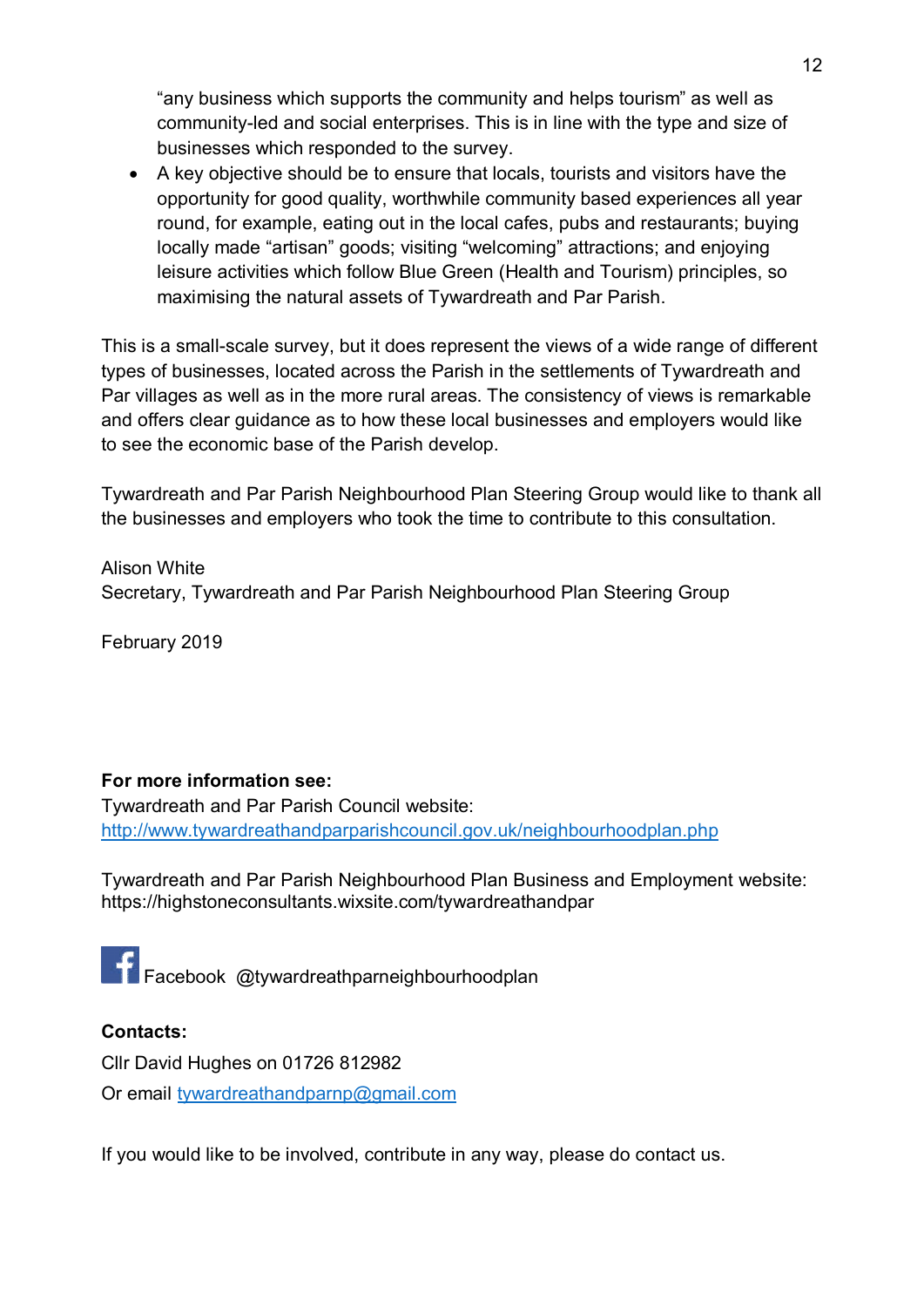"any business which supports the community and helps tourism" as well as community-led and social enterprises. This is in line with the type and size of businesses which responded to the survey.

- A key objective should be to ensure that locals, tourists and visitors have the opportunity for good quality, worthwhile community based experiences all year round, for example, eating out in the local cafes, pubs and restaurants; buying locally made "artisan" goods; visiting "welcoming" attractions; and enjoying leisure activities which follow Blue Green (Health and Tourism) principles, so maximising the natural assets of Tywardreath and Par Parish.

This is a small-scale survey, but it does represent the views of a wide range of different types of businesses, located across the Parish in the settlements of Tywardreath and Par villages as well as in the more rural areas. The consistency of views is remarkable and offers clear guidance as to how these local businesses and employers would like to see the economic base of the Parish develop.

Tywardreath and Par Parish Neighbourhood Plan Steering Group would like to thank all the businesses and employers who took the time to contribute to this consultation.

Alison White
Secretary, Tywardreath and Par Parish Neighbourhood Plan Steering Group

February 2019

**For more information see:**
Tywardreath and Par Parish Council website:
http://www.tywardreathandparparishcouncil.gov.uk/neighbourhoodplan.php

Tywardreath and Par Parish Neighbourhood Plan Business and Employment website:
https://highstoneconsultants.wixsite.com/tywardreathandpar

Facebook @tywardreathparneighbourhoodplan

**Contacts:**
Cllr David Hughes on 01726 812982
Or email tywardreathandparnp@gmail.com

If you would like to be involved, contribute in any way, please do contact us.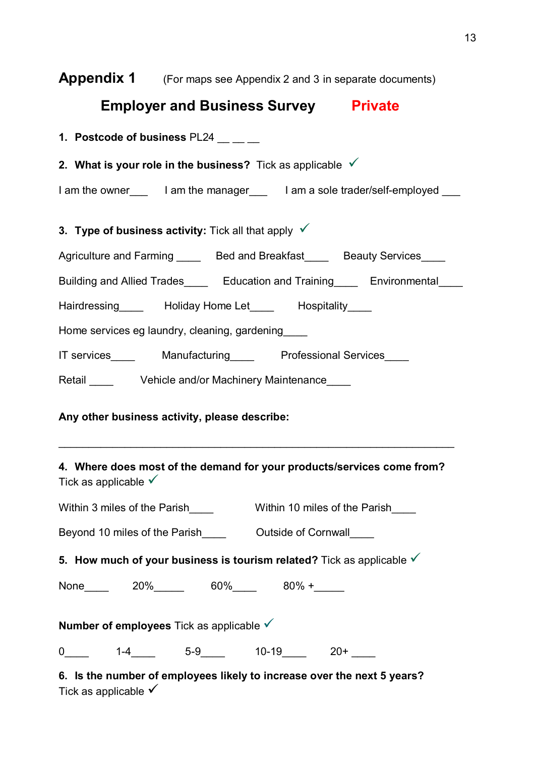# Appendix 1 (For maps see Appendix 2 and 3 in separate documents)

## Employer and Business Survey **Private**

1. **Postcode of business** PL24 __ __ __

2. **What is your role in the business?** Tick as applicable ✓

I am the owner___ I am the manager___ I am a sole trader/self-employed ___

3. **Type of business activity:** Tick all that apply ✓

Agriculture and Farming ____ Bed and Breakfast____ Beauty Services____

Building and Allied Trades____ Education and Training____ Environmental____

Hairdressing____ Holiday Home Let____ Hospitality____

Home services eg laundry, cleaning, gardening____

IT services____ Manufacturing____ Professional Services____

Retail ____ Vehicle and/or Machinery Maintenance____

**Any other business activity, please describe:**

_______________________________________________________________

4. **Where does most of the demand for your products/services come from?** Tick as applicable ✓

Within 3 miles of the Parish____ Within 10 miles of the Parish____

Beyond 10 miles of the Parish____ Outside of Cornwall____

5. **How much of your business is tourism related?** Tick as applicable ✓

None____ 20%_____ 60%____ 80% +_____

**Number of employees** Tick as applicable ✓

0____ 1-4____ 5-9____ 10-19____ 20+ ____

6. **Is the number of employees likely to increase over the next 5 years?** Tick as applicable ✓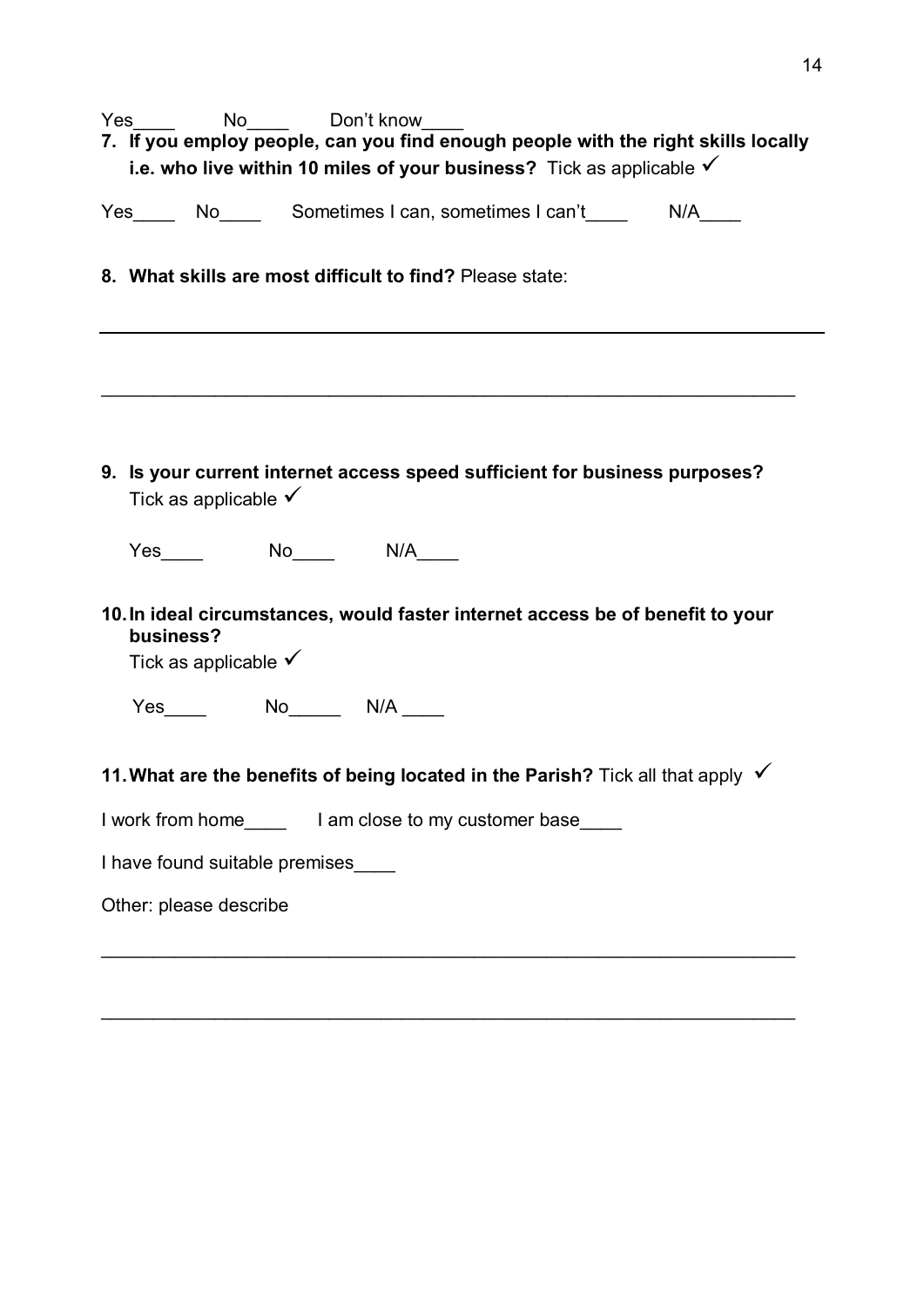Yes____ No____ Don't know____

7. **If you employ people, can you find enough people with the right skills locally i.e. who live within 10 miles of your business?** Tick as applicable ✓

Yes____ No____ Sometimes I can, sometimes I can't____ N/A____

8. **What skills are most difficult to find?** Please state:

______________________________________________________________________

______________________________________________________________________

9. **Is your current internet access speed sufficient for business purposes?** Tick as applicable ✓

   Yes____ No____ N/A____

10. **In ideal circumstances, would faster internet access be of benefit to your business?**
    Tick as applicable ✓

    Yes____ No_____ N/A ____

11. **What are the benefits of being located in the Parish?** Tick all that apply ✓

I work from home____ I am close to my customer base____

I have found suitable premises____

Other: please describe

______________________________________________________________________

______________________________________________________________________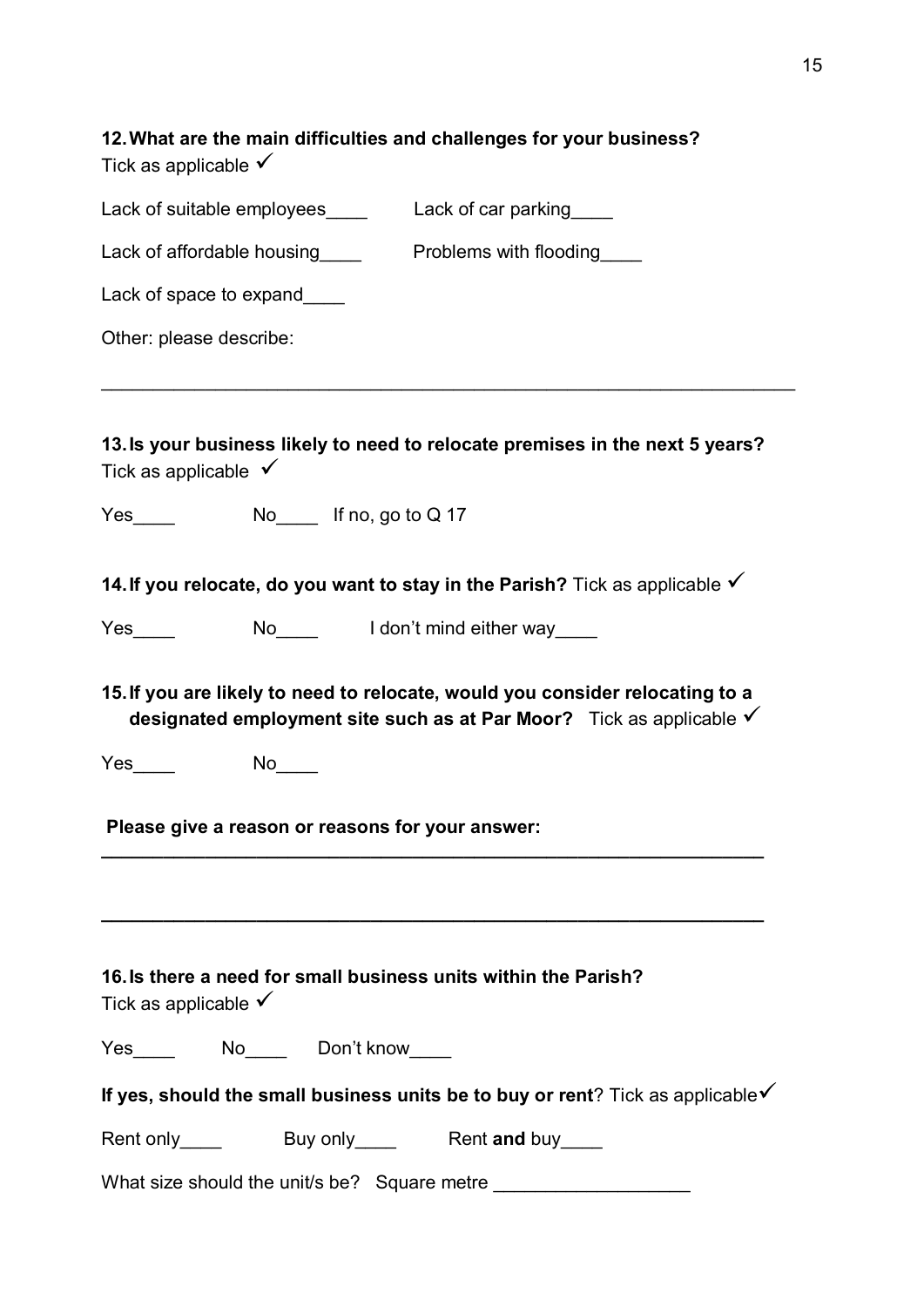**12. What are the main difficulties and challenges for your business?**
Tick as applicable ✓

Lack of suitable employees____ Lack of car parking____

Lack of affordable housing____ Problems with flooding____

Lack of space to expand____

Other: please describe:

________________________________________________________________

**13. Is your business likely to need to relocate premises in the next 5 years?**
Tick as applicable ✓

Yes____ No____ If no, go to Q 17

**14. If you relocate, do you want to stay in the Parish?** Tick as applicable ✓

Yes____ No____ I don't mind either way____

**15. If you are likely to need to relocate, would you consider relocating to a designated employment site such as at Par Moor?** Tick as applicable ✓

Yes____ No____

**Please give a reason or reasons for your answer:**

________________________________________________________________

________________________________________________________________

**16. Is there a need for small business units within the Parish?**
Tick as applicable ✓

Yes____ No____ Don't know____

**If yes, should the small business units be to buy or rent**? Tick as applicable✓

Rent only____ Buy only____ Rent **and** buy____

What size should the unit/s be? Square metre __________________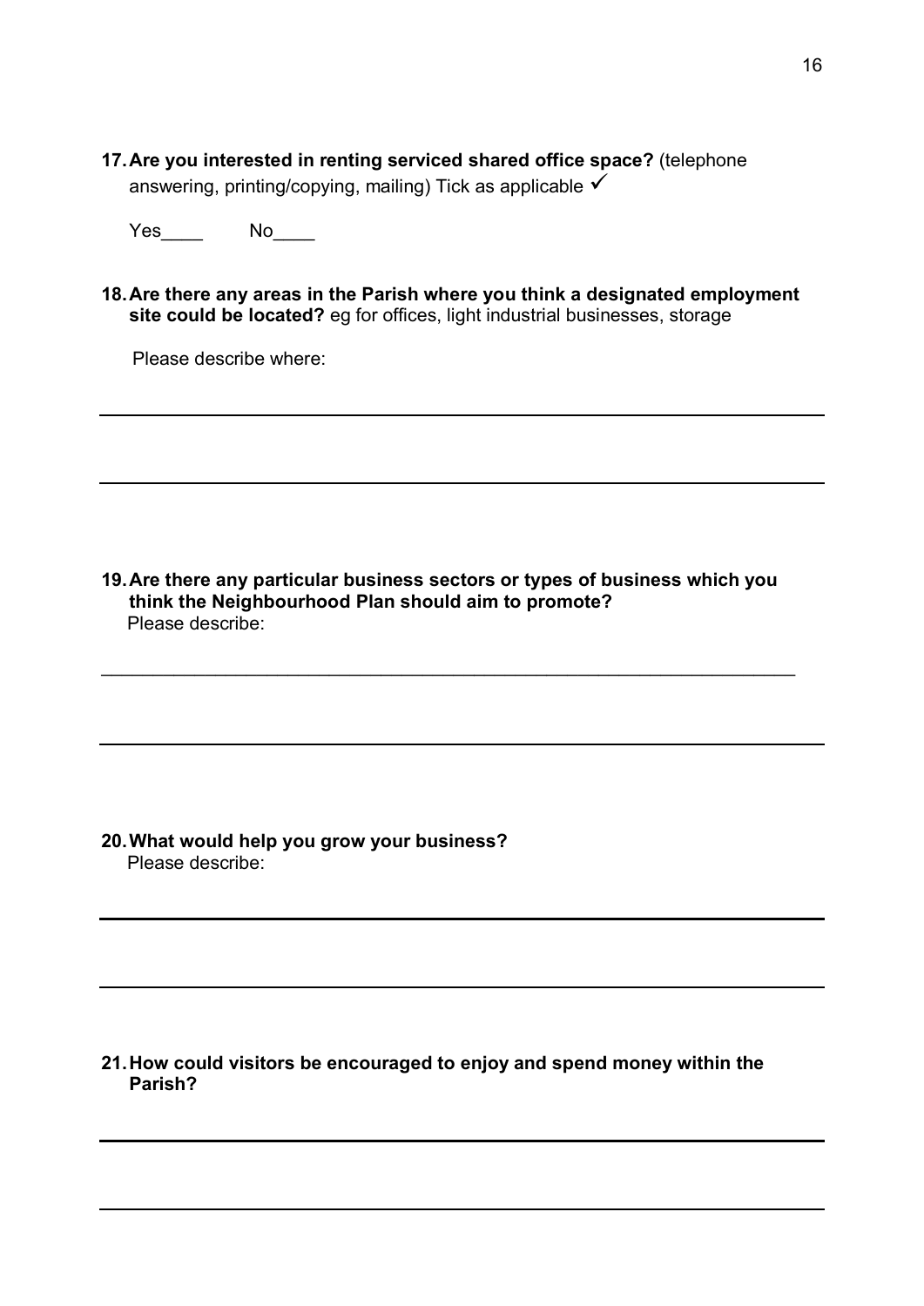**17. Are you interested in renting serviced shared office space?** (telephone answering, printing/copying, mailing) Tick as applicable ✓

Yes____ No____

**18. Are there any areas in the Parish where you think a designated employment site could be located?** eg for offices, light industrial businesses, storage

Please describe where:

---

---

**19. Are there any particular business sectors or types of business which you think the Neighbourhood Plan should aim to promote?**
Please describe:

______________________________________________________________________

---

**20. What would help you grow your business?**
Please describe:

---

---

**21. How could visitors be encouraged to enjoy and spend money within the Parish?**

---

---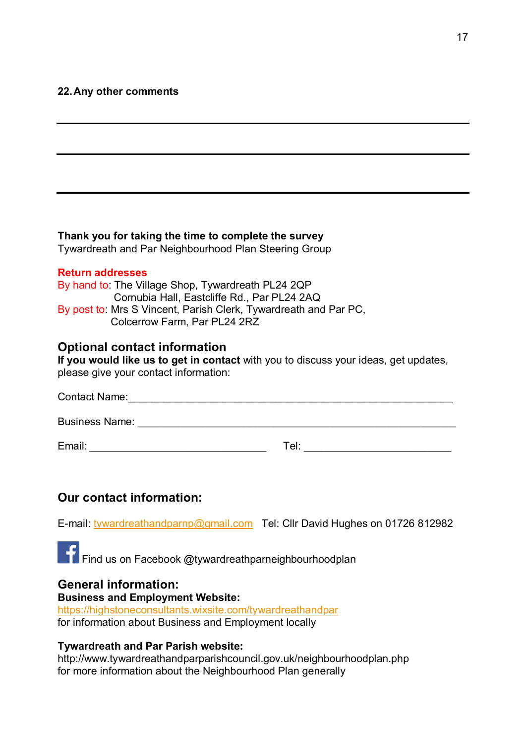**22. Any other comments**

\_\_\_\_\_\_\_\_\_\_\_\_\_\_\_\_\_\_\_\_\_\_\_\_\_\_\_\_\_\_\_\_\_\_\_\_\_\_\_\_\_\_\_\_\_\_\_\_\_\_\_\_\_\_\_\_\_\_\_\_\_\_\_\_\_\_

\_\_\_\_\_\_\_\_\_\_\_\_\_\_\_\_\_\_\_\_\_\_\_\_\_\_\_\_\_\_\_\_\_\_\_\_\_\_\_\_\_\_\_\_\_\_\_\_\_\_\_\_\_\_\_\_\_\_\_\_\_\_\_\_\_\_

\_\_\_\_\_\_\_\_\_\_\_\_\_\_\_\_\_\_\_\_\_\_\_\_\_\_\_\_\_\_\_\_\_\_\_\_\_\_\_\_\_\_\_\_\_\_\_\_\_\_\_\_\_\_\_\_\_\_\_\_\_\_\_\_\_\_

**Thank you for taking the time to complete the survey**
Tywardreath and Par Neighbourhood Plan Steering Group

**Return addresses**
By hand to: The Village Shop, Tywardreath PL24 2QP
Cornubia Hall, Eastcliffe Rd., Par PL24 2AQ
By post to: Mrs S Vincent, Parish Clerk, Tywardreath and Par PC,
Colcerrow Farm, Par PL24 2RZ

## Optional contact information

**If you would like us to get in contact** with you to discuss your ideas, get updates, please give your contact information:

Contact Name:\_\_\_\_\_\_\_\_\_\_\_\_\_\_\_\_\_\_\_\_\_\_\_\_\_\_\_\_\_\_\_\_\_\_\_\_\_\_\_\_\_\_\_\_\_\_\_\_\_\_\_\_

Business Name: \_\_\_\_\_\_\_\_\_\_\_\_\_\_\_\_\_\_\_\_\_\_\_\_\_\_\_\_\_\_\_\_\_\_\_\_\_\_\_\_\_\_\_\_\_\_\_\_\_\_\_\_

Email: \_\_\_\_\_\_\_\_\_\_\_\_\_\_\_\_\_\_\_\_\_\_\_\_\_\_\_\_\_\_ Tel: \_\_\_\_\_\_\_\_\_\_\_\_\_\_\_\_\_\_\_\_\_\_\_\_\_\_

## Our contact information:

E-mail: tywardreathandparnp@gmail.com Tel: Cllr David Hughes on 01726 812982

Find us on Facebook @tywardreathparneighbourhoodplan

## General information:

**Business and Employment Website:**
https://highstoneconsultants.wixsite.com/tywardreathandpar
for information about Business and Employment locally

**Tywardreath and Par Parish website:**
http://www.tywardreathandparparishcouncil.gov.uk/neighbourhoodplan.php
for more information about the Neighbourhood Plan generally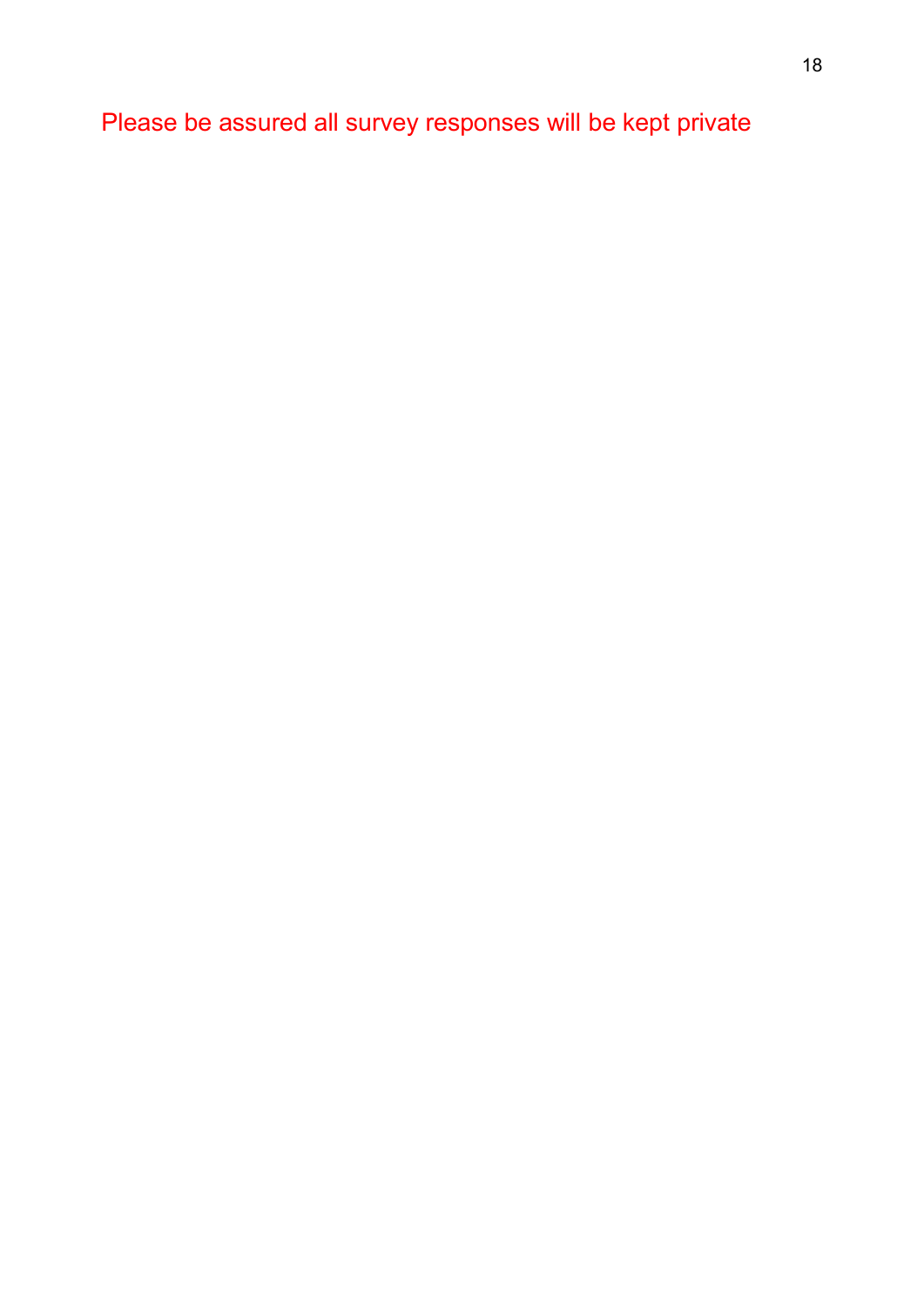Please be assured all survey responses will be kept private